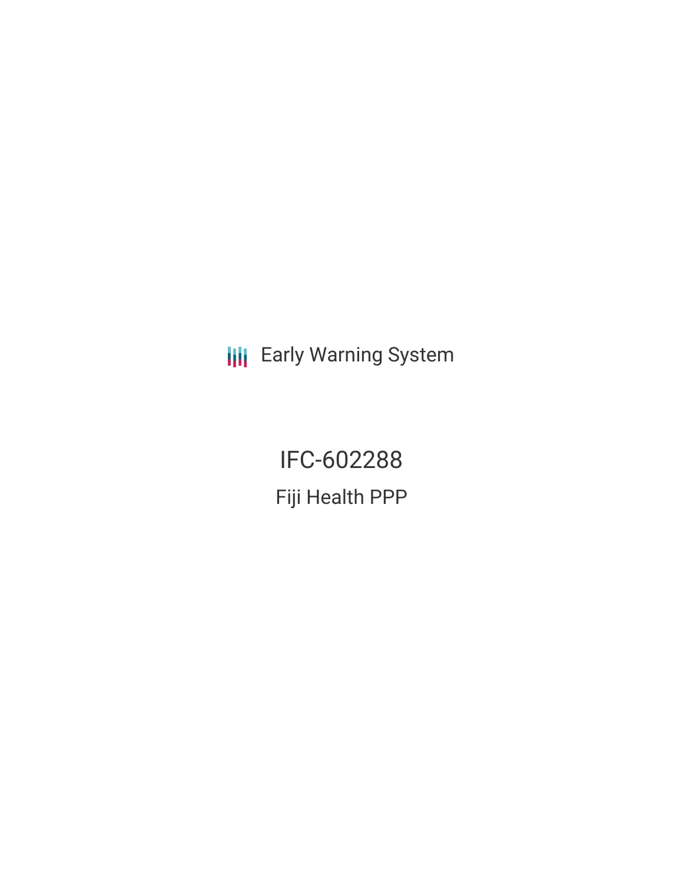Early Warning System

# IFC-602288

## Fiji Health PPP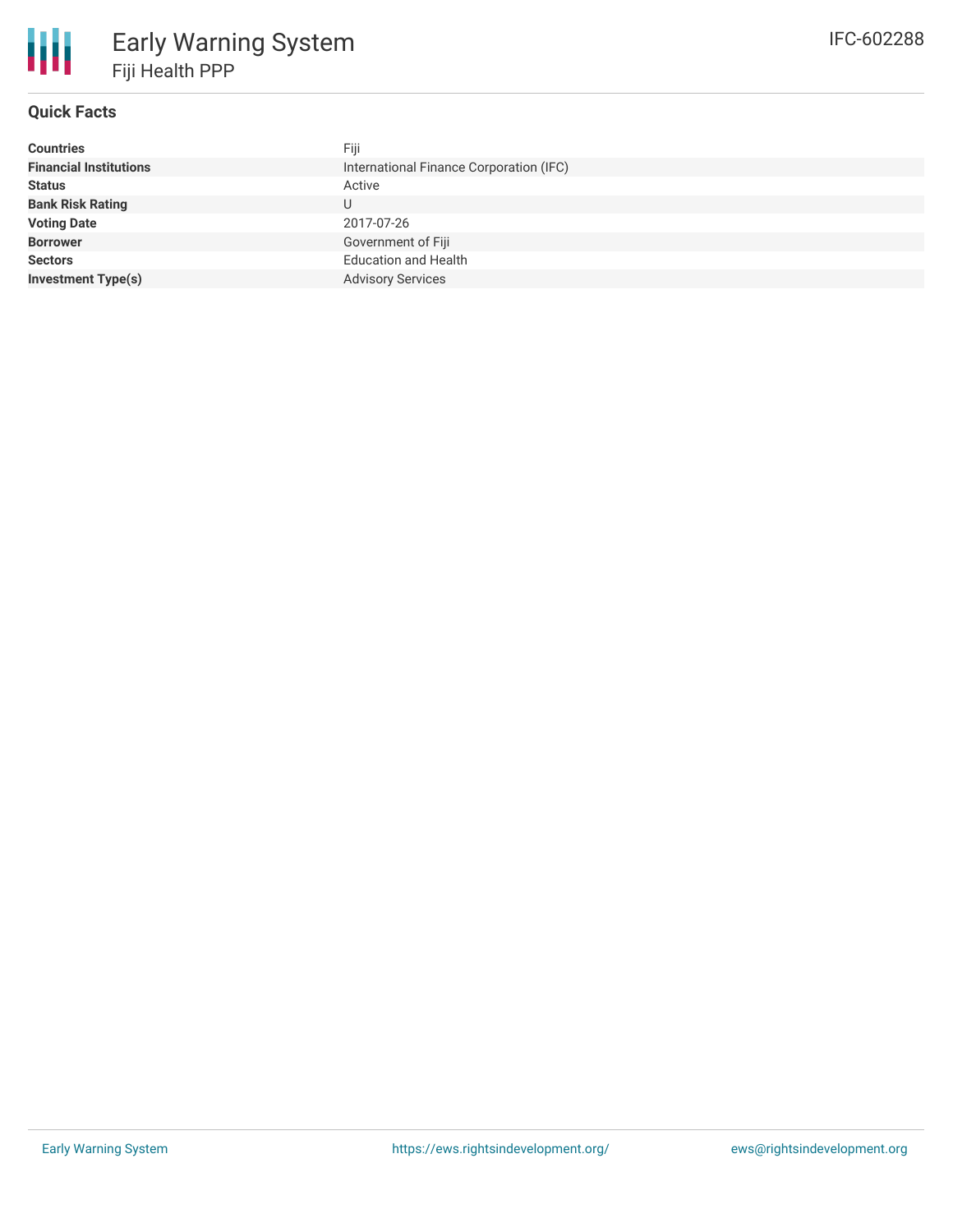# Early Warning System

## Fiji Health PPP

IFC-602288

### Quick Facts

| | |
|---|---|
| **Countries** | Fiji |
| **Financial Institutions** | International Finance Corporation (IFC) |
| **Status** | Active |
| **Bank Risk Rating** | U |
| **Voting Date** | 2017-07-26 |
| **Borrower** | Government of Fiji |
| **Sectors** | Education and Health |
| **Investment Type(s)** | Advisory Services |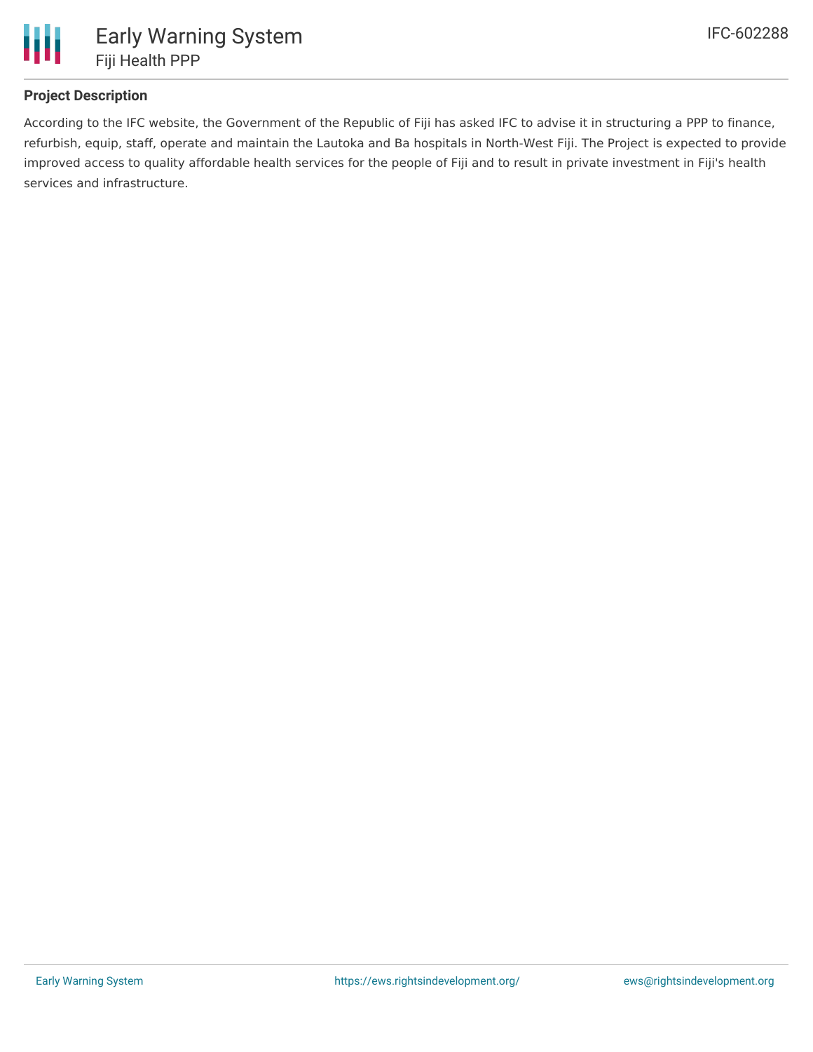**Project Description**

According to the IFC website, the Government of the Republic of Fiji has asked IFC to advise it in structuring a PPP to finance, refurbish, equip, staff, operate and maintain the Lautoka and Ba hospitals in North-West Fiji. The Project is expected to provide improved access to quality affordable health services for the people of Fiji and to result in private investment in Fiji's health services and infrastructure.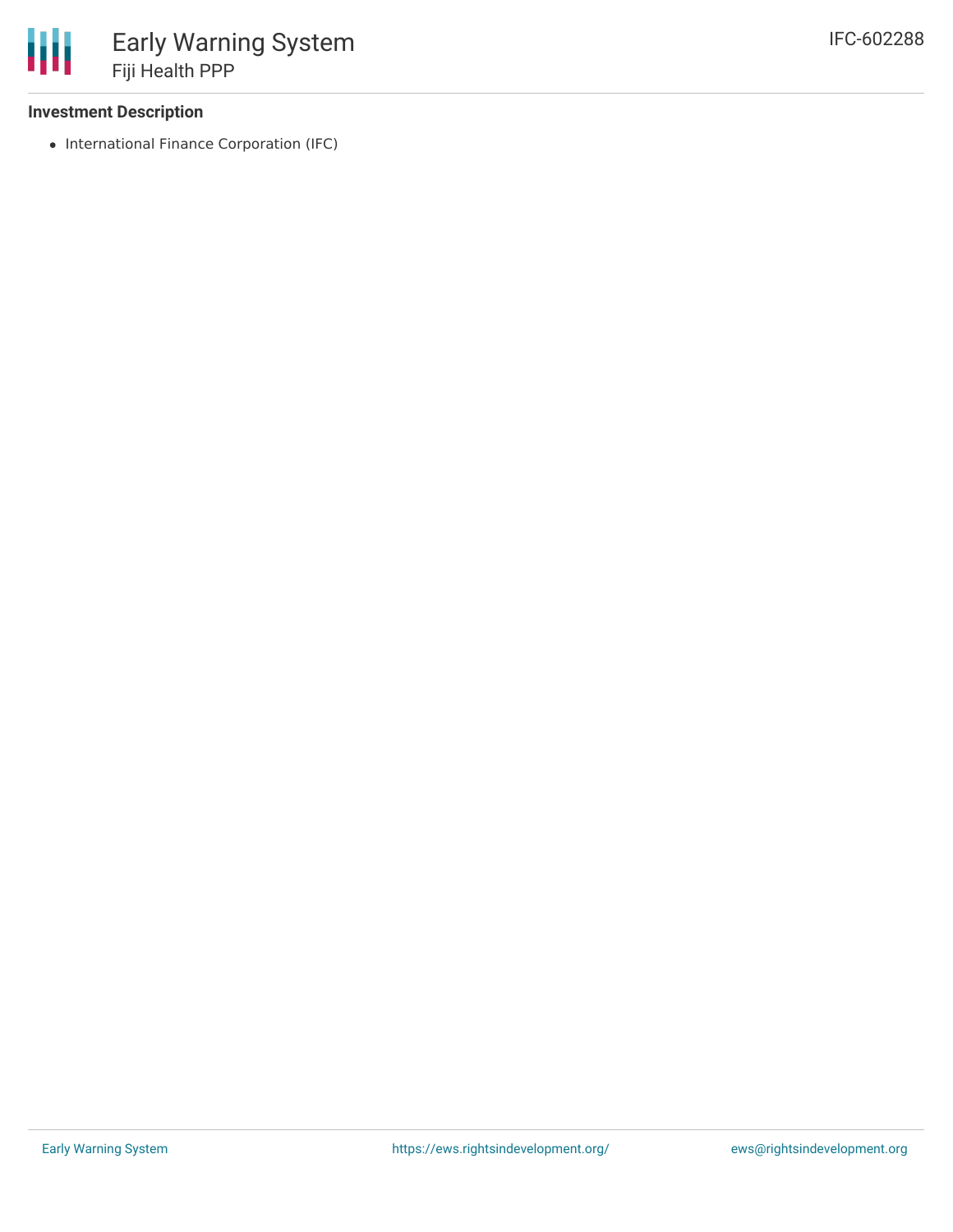### Investment Description

- International Finance Corporation (IFC)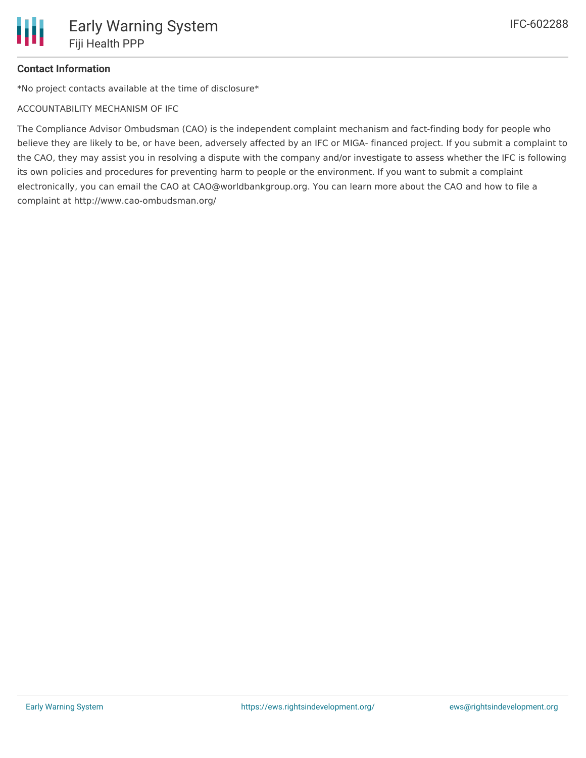**Contact Information**

*No project contacts available at the time of disclosure*

ACCOUNTABILITY MECHANISM OF IFC

The Compliance Advisor Ombudsman (CAO) is the independent complaint mechanism and fact-finding body for people who believe they are likely to be, or have been, adversely affected by an IFC or MIGA- financed project. If you submit a complaint to the CAO, they may assist you in resolving a dispute with the company and/or investigate to assess whether the IFC is following its own policies and procedures for preventing harm to people or the environment. If you want to submit a complaint electronically, you can email the CAO at CAO@worldbankgroup.org. You can learn more about the CAO and how to file a complaint at http://www.cao-ombudsman.org/